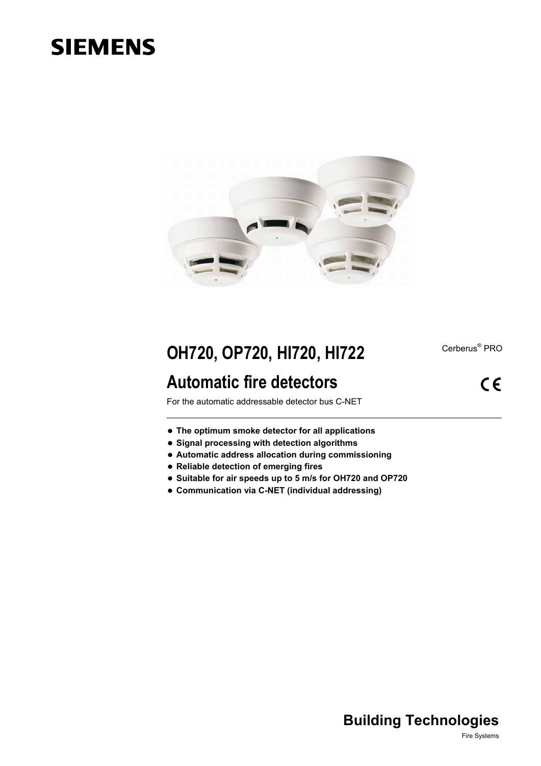SIEMENS

# OH720, OP720, HI720, HI722

Cerberus® PRO

## Automatic fire detectors

CE

For the automatic addressable detector bus C-NET

- **The optimum smoke detector for all applications**
- **Signal processing with detection algorithms**
- **Automatic address allocation during commissioning**
- **Reliable detection of emerging fires**
- **Suitable for air speeds up to 5 m/s for OH720 and OP720**
- **Communication via C-NET (individual addressing)**

**Building Technologies**

Fire Systems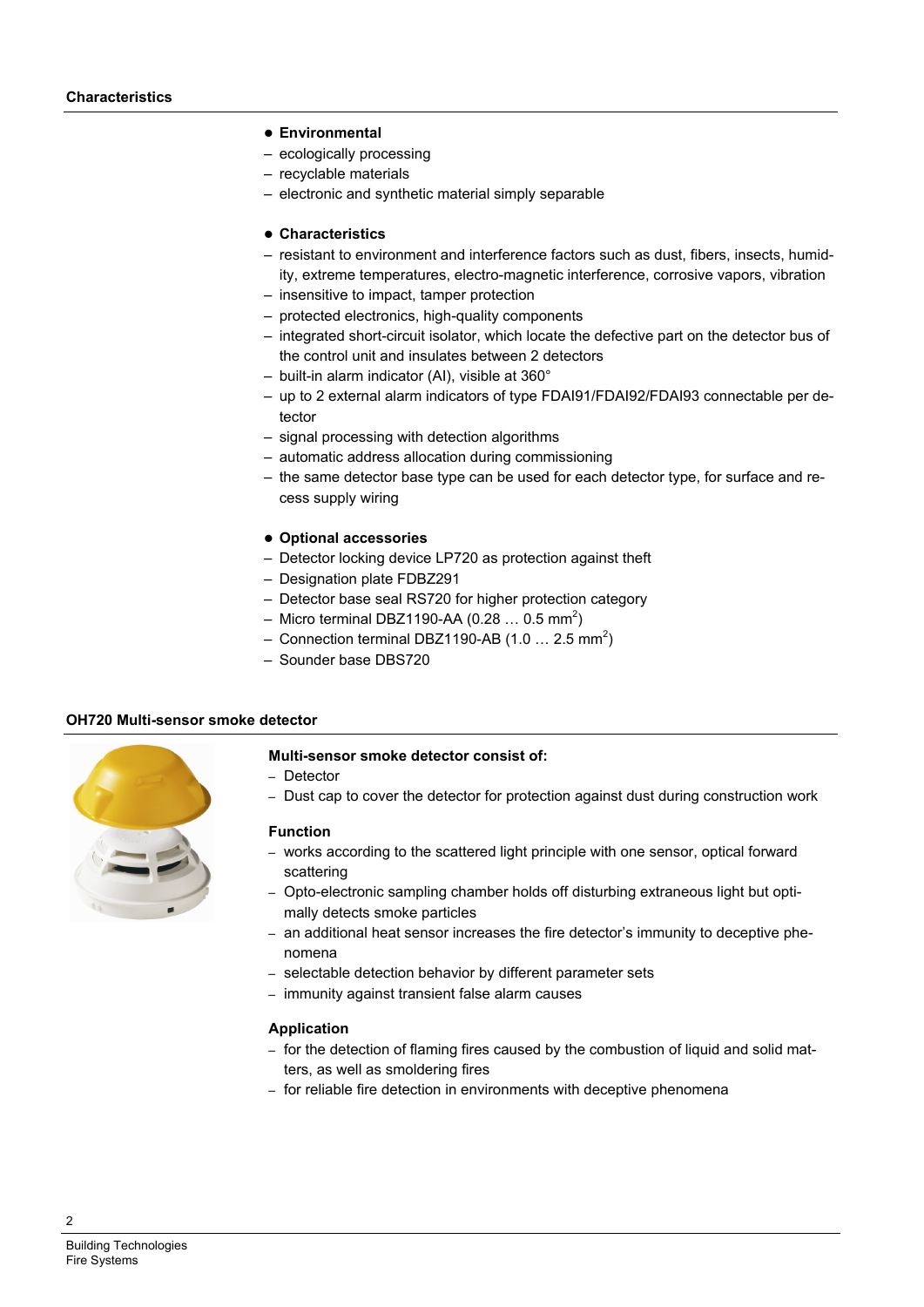## Characteristics

- **Environmental**
  - ecologically processing
  - recyclable materials
  - electronic and synthetic material simply separable

- **Characteristics**
  - resistant to environment and interference factors such as dust, fibers, insects, humidity, extreme temperatures, electro-magnetic interference, corrosive vapors, vibration
  - insensitive to impact, tamper protection
  - protected electronics, high-quality components
  - integrated short-circuit isolator, which locate the defective part on the detector bus of the control unit and insulates between 2 detectors
  - built-in alarm indicator (AI), visible at 360°
  - up to 2 external alarm indicators of type FDAI91/FDAI92/FDAI93 connectable per detector
  - signal processing with detection algorithms
  - automatic address allocation during commissioning
  - the same detector base type can be used for each detector type, for surface and recess supply wiring

- **Optional accessories**
  - Detector locking device LP720 as protection against theft
  - Designation plate FDBZ291
  - Detector base seal RS720 for higher protection category
  - Micro terminal DBZ1190-AA (0.28 … 0.5 $mm^2$)
  - Connection terminal DBZ1190-AB (1.0 … 2.5 $mm^2$)
  - Sounder base DBS720

## OH720 Multi-sensor smoke detector

**Multi-sensor smoke detector consist of:**

- Detector
- Dust cap to cover the detector for protection against dust during construction work

**Function**

- works according to the scattered light principle with one sensor, optical forward scattering
- Opto-electronic sampling chamber holds off disturbing extraneous light but optimally detects smoke particles
- an additional heat sensor increases the fire detector's immunity to deceptive phenomena
- selectable detection behavior by different parameter sets
- immunity against transient false alarm causes

**Application**

- for the detection of flaming fires caused by the combustion of liquid and solid matters, as well as smoldering fires
- for reliable fire detection in environments with deceptive phenomena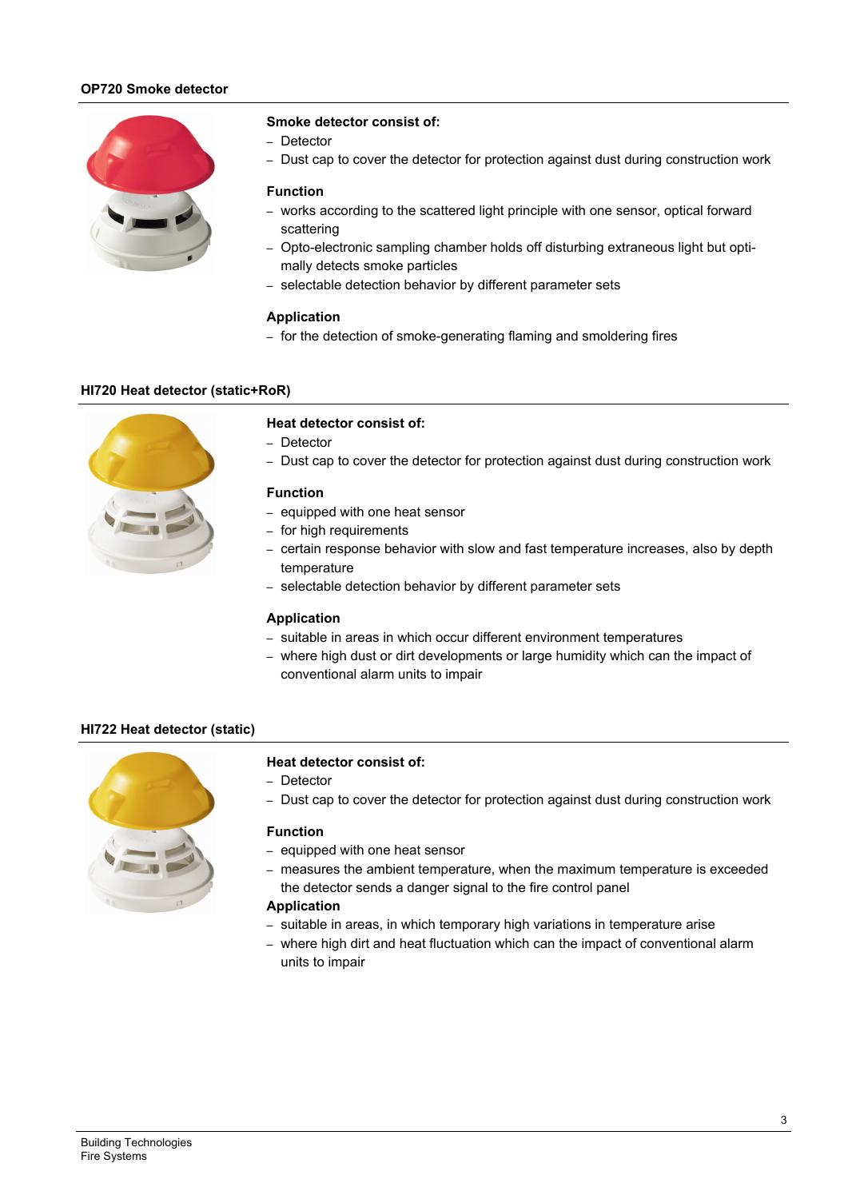## OP720 Smoke detector

**Smoke detector consist of:**

- Detector
- Dust cap to cover the detector for protection against dust during construction work

**Function**

- works according to the scattered light principle with one sensor, optical forward scattering
- Opto-electronic sampling chamber holds off disturbing extraneous light but optimally detects smoke particles
- selectable detection behavior by different parameter sets

**Application**

- for the detection of smoke-generating flaming and smoldering fires

## HI720 Heat detector (static+RoR)

**Heat detector consist of:**

- Detector
- Dust cap to cover the detector for protection against dust during construction work

**Function**

- equipped with one heat sensor
- for high requirements
- certain response behavior with slow and fast temperature increases, also by depth temperature
- selectable detection behavior by different parameter sets

**Application**

- suitable in areas in which occur different environment temperatures
- where high dust or dirt developments or large humidity which can the impact of conventional alarm units to impair

## HI722 Heat detector (static)

**Heat detector consist of:**

- Detector
- Dust cap to cover the detector for protection against dust during construction work

**Function**

- equipped with one heat sensor
- measures the ambient temperature, when the maximum temperature is exceeded the detector sends a danger signal to the fire control panel

**Application**

- suitable in areas, in which temporary high variations in temperature arise
- where high dirt and heat fluctuation which can the impact of conventional alarm units to impair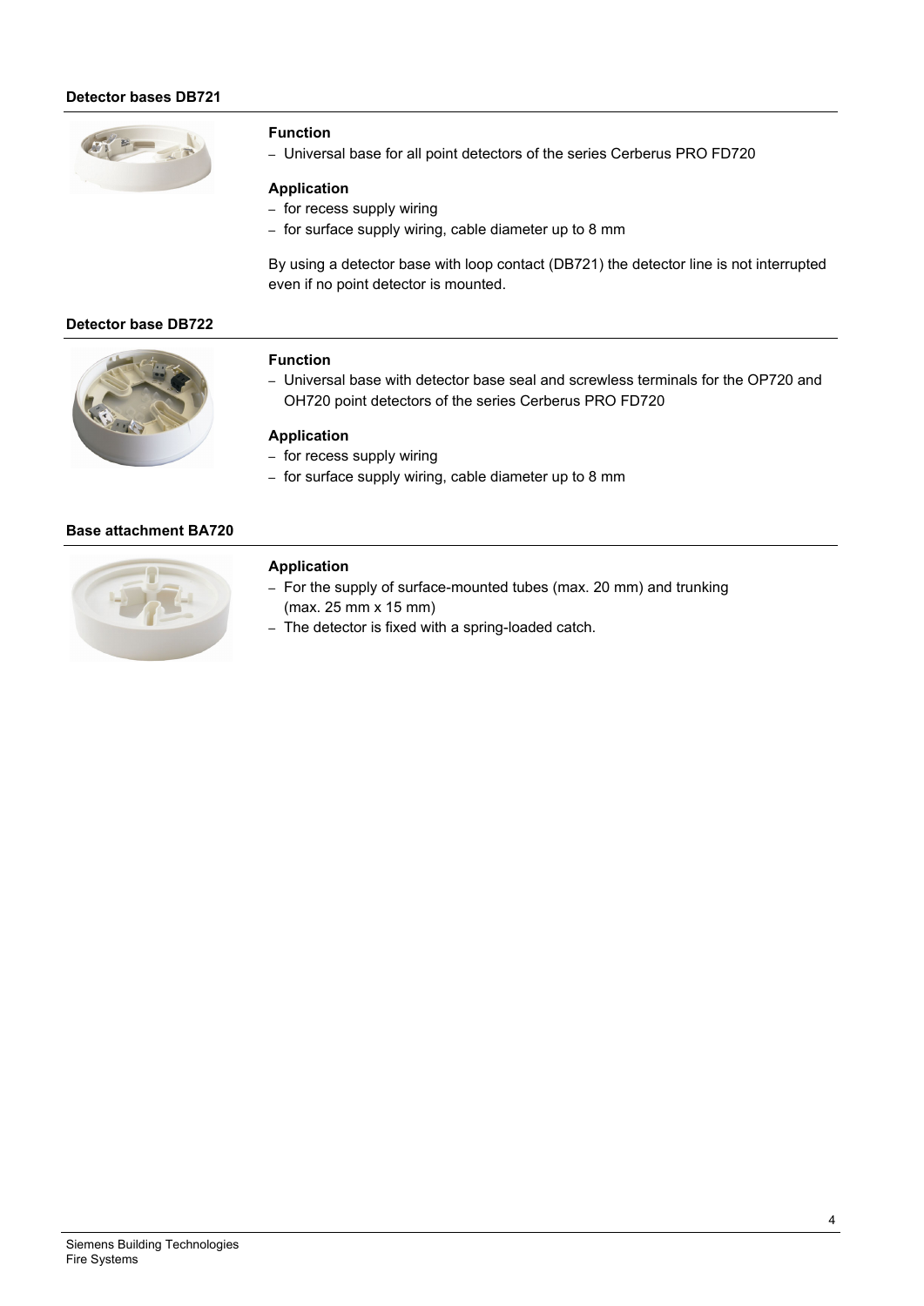## Detector bases DB721

### Function

- Universal base for all point detectors of the series Cerberus PRO FD720

### Application

- for recess supply wiring
- for surface supply wiring, cable diameter up to 8 mm

By using a detector base with loop contact (DB721) the detector line is not interrupted even if no point detector is mounted.

## Detector base DB722

### Function

- Universal base with detector base seal and screwless terminals for the OP720 and OH720 point detectors of the series Cerberus PRO FD720

### Application

- for recess supply wiring
- for surface supply wiring, cable diameter up to 8 mm

## Base attachment BA720

### Application

- For the supply of surface-mounted tubes (max. 20 mm) and trunking (max. 25 mm x 15 mm)
- The detector is fixed with a spring-loaded catch.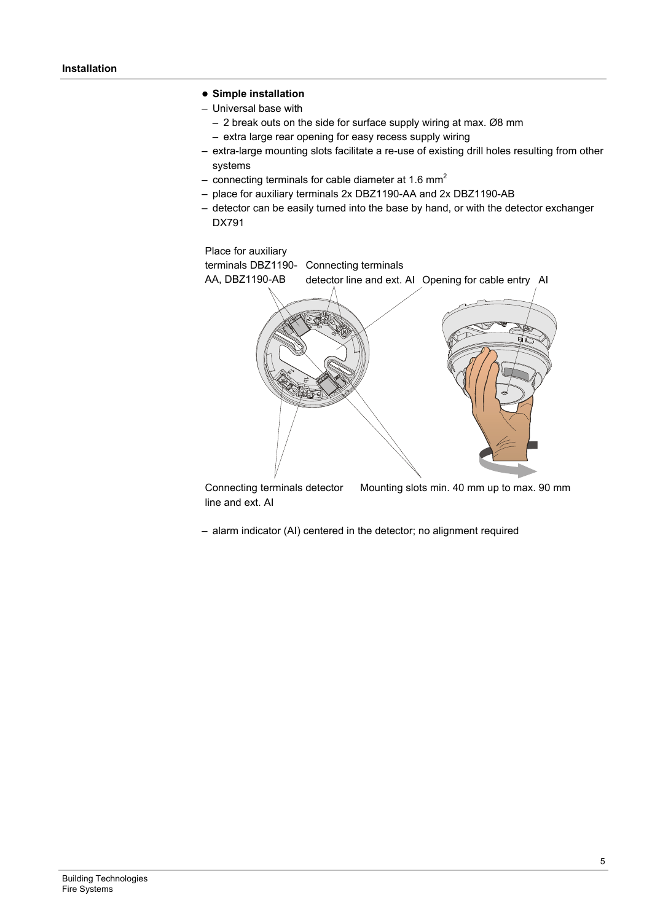## Installation

- **Simple installation**
  - Universal base with
    - 2 break outs on the side for surface supply wiring at max. Ø8 mm
    - extra large rear opening for easy recess supply wiring
  - extra-large mounting slots facilitate a re-use of existing drill holes resulting from other systems
  - connecting terminals for cable diameter at 1.6 mm$^2$
  - place for auxiliary terminals 2x DBZ1190-AA and 2x DBZ1190-AB
  - detector can be easily turned into the base by hand, or with the detector exchanger DX791

Place for auxiliary terminals DBZ1190-AA, DBZ1190-AB

Connecting terminals detector line and ext. AI

Opening for cable entry

AI

Connecting terminals detector line and ext. AI

Mounting slots min. 40 mm up to max. 90 mm

  - alarm indicator (AI) centered in the detector; no alignment required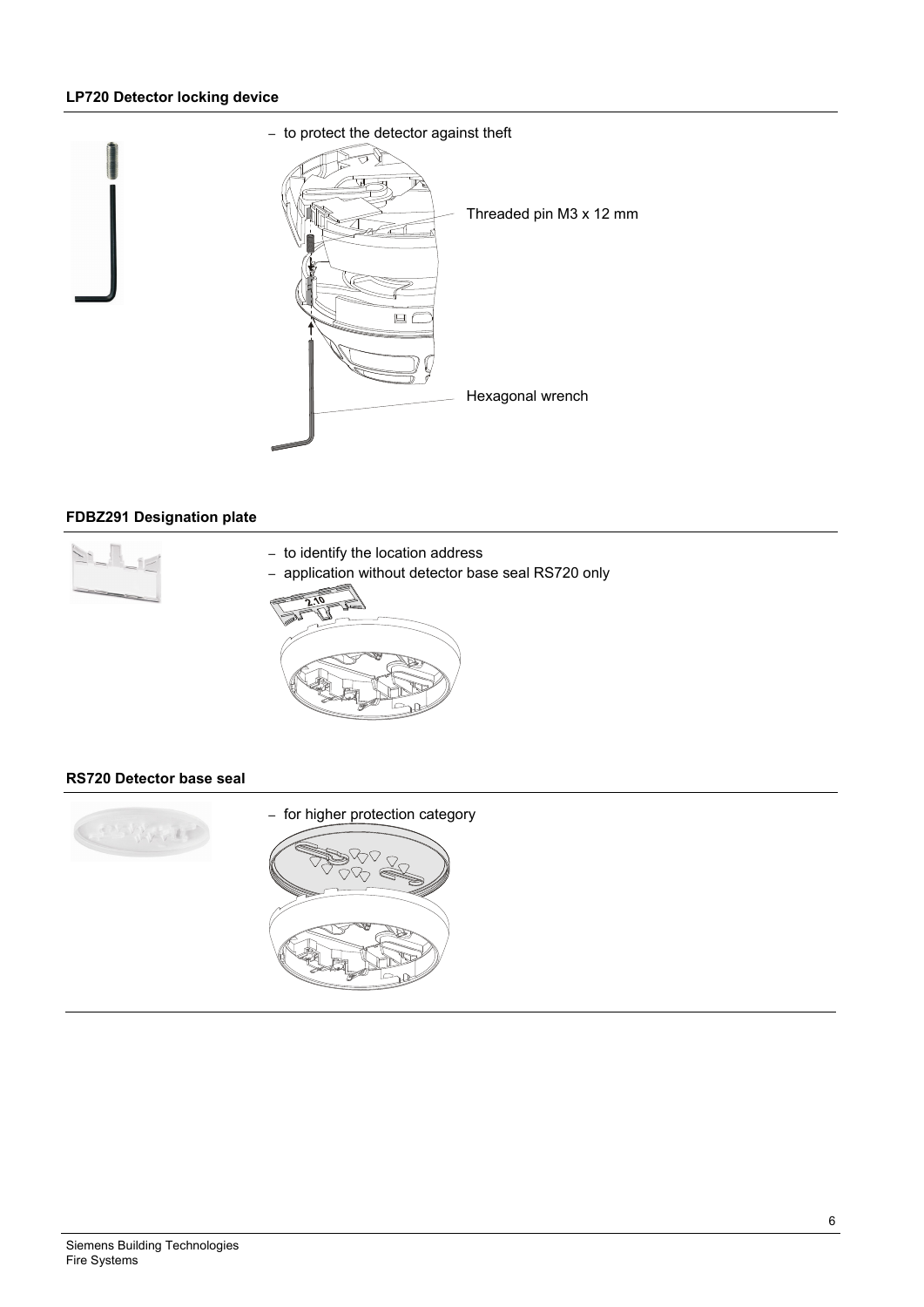### LP720 Detector locking device

- to protect the detector against theft

Threaded pin M3 x 12 mm

Hexagonal wrench

### FDBZ291 Designation plate

- to identify the location address
- application without detector base seal RS720 only

### RS720 Detector base seal

- for higher protection category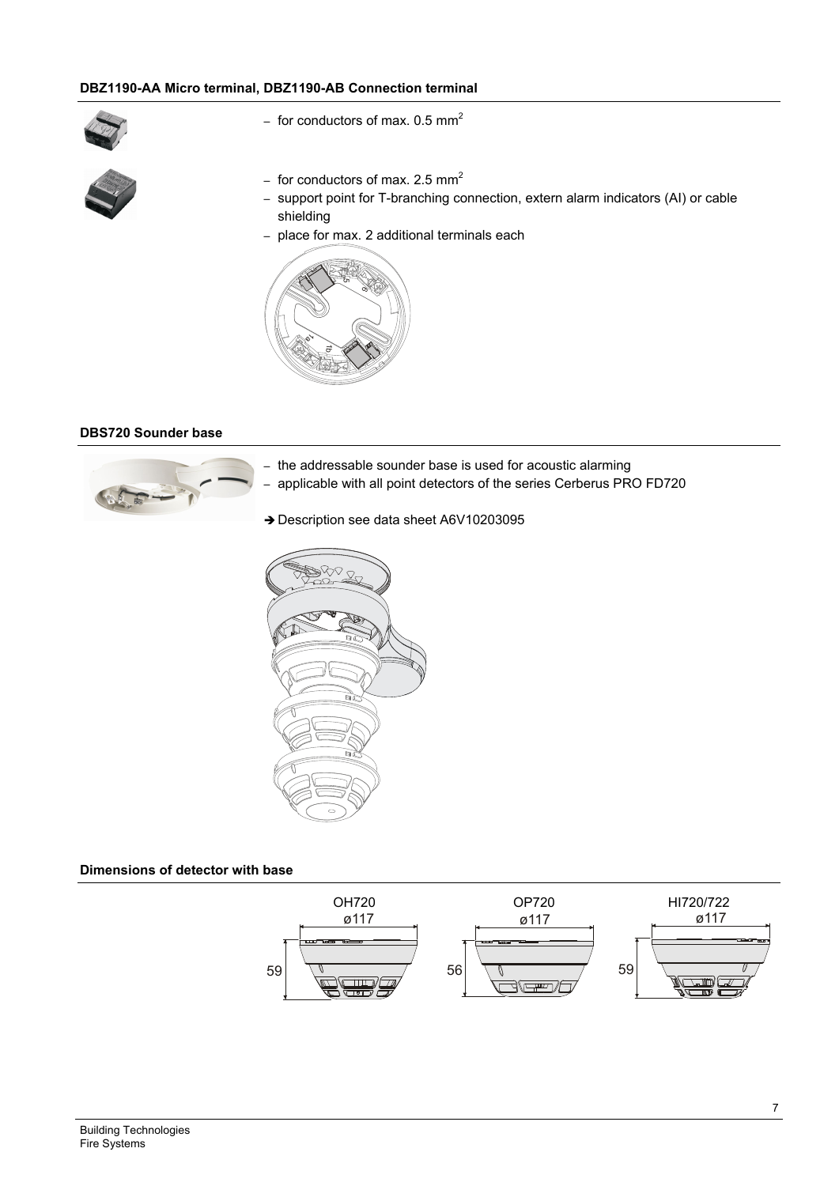### DBZ1190-AA Micro terminal, DBZ1190-AB Connection terminal

- for conductors of max. 0.5 $mm^2$

- for conductors of max. 2.5 $mm^2$
- support point for T-branching connection, extern alarm indicators (AI) or cable shielding
- place for max. 2 additional terminals each

### DBS720 Sounder base

- the addressable sounder base is used for acoustic alarming
- applicable with all point detectors of the series Cerberus PRO FD720

➔ Description see data sheet A6V10203095

### Dimensions of detector with base

| | OH720 | OP720 | HI720/722 |
|---|---|---|---|
| Diameter | ø117 | ø117 | ø117 |
| Height | 59 | 56 | 59 |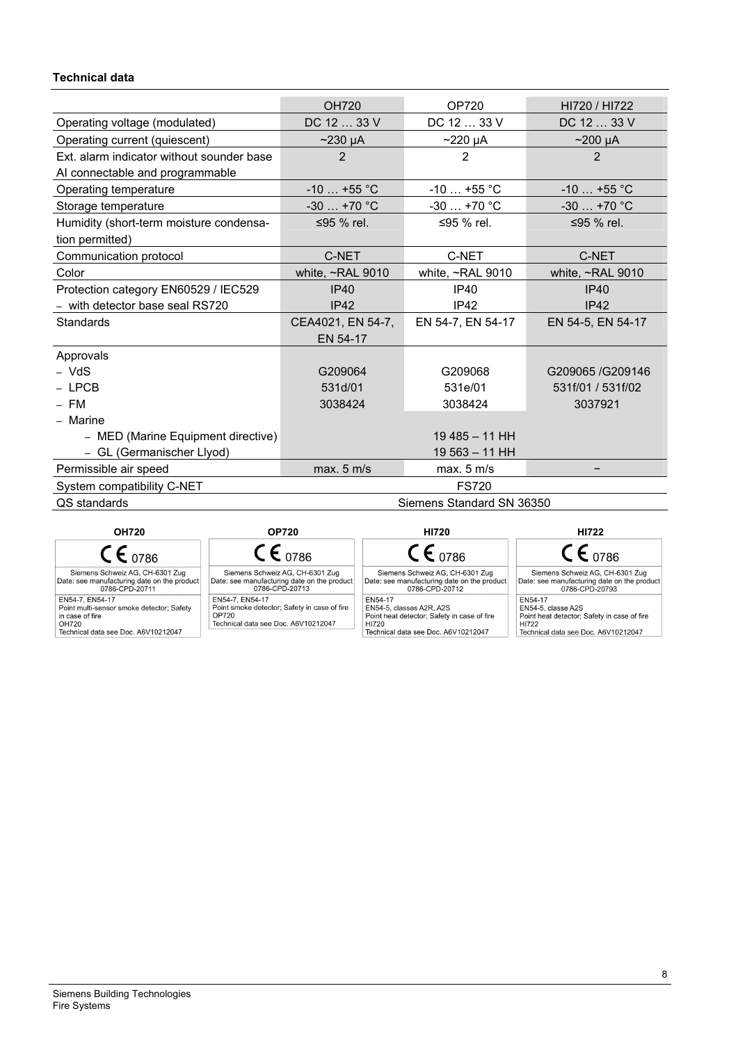**Technical data**

| | OH720 | OP720 | HI720 / HI722 |
|---|---|---|---|
| Operating voltage (modulated) | DC 12 … 33 V | DC 12 … 33 V | DC 12 … 33 V |
| Operating current (quiescent) | ~230 µA | ~220 µA | ~200 µA |
| Ext. alarm indicator without sounder base AI connectable and programmable | 2 | 2 | 2 |
| Operating temperature | -10 … +55 °C | -10 … +55 °C | -10 … +55 °C |
| Storage temperature | -30 … +70 °C | -30 … +70 °C | -30 … +70 °C |
| Humidity (short-term moisture condensation permitted) | ≤95 % rel. | ≤95 % rel. | ≤95 % rel. |
| Communication protocol | C-NET | C-NET | C-NET |
| Color | white, ~RAL 9010 | white, ~RAL 9010 | white, ~RAL 9010 |
| Protection category EN60529 / IEC529 | IP40 | IP40 | IP40 |
| – with detector base seal RS720 | IP42 | IP42 | IP42 |
| Standards | CEA4021, EN 54-7, EN 54-17 | EN 54-7, EN 54-17 | EN 54-5, EN 54-17 |
| Approvals | | | |
| – VdS | G209064 | G209068 | G209065 /G209146 |
| – LPCB | 531d/01 | 531e/01 | 531f/01 / 531f/02 |
| – FM | 3038424 | 3038424 | 3037921 |
| – Marine | | | |
| – MED (Marine Equipment directive) | | 19 485 – 11 HH | |
| – GL (Germanischer Llyod) | | 19 563 – 11 HH | |
| Permissible air speed | max. 5 m/s | max. 5 m/s | – |
| System compatibility C-NET | | FS720 | |
| QS standards | | Siemens Standard SN 36350 | |

**OH720**

CE 0786

Siemens Schweiz AG, CH-6301 Zug
Date: see manufacturing date on the product
0786-CPD-20711

EN54-7, EN54-17
Point multi-sensor smoke detector; Safety in case of fire
OH720
Technical data see Doc. A6V10212047

**OP720**

CE 0786

Siemens Schweiz AG, CH-6301 Zug
Date: see manufacturing date on the product
0786-CPD-20713

EN54-7, EN54-17
Point smoke detector; Safety in case of fire
OP720
Technical data see Doc. A6V10212047

**HI720**

CE 0786

Siemens Schweiz AG, CH-6301 Zug
Date: see manufacturing date on the product
0786-CPD-20712

EN54-17
EN54-5, classes A2R, A2S
Point heat detector; Safety in case of fire
HI720
Technical data see Doc. A6V10212047

**HI722**

CE 0786

Siemens Schweiz AG, CH-6301 Zug
Date: see manufacturing date on the product
0786-CPD-20793

EN54-17
EN54-5, classe A2S
Point heat detector; Safety in case of fire
HI722
Technical data see Doc. A6V10212047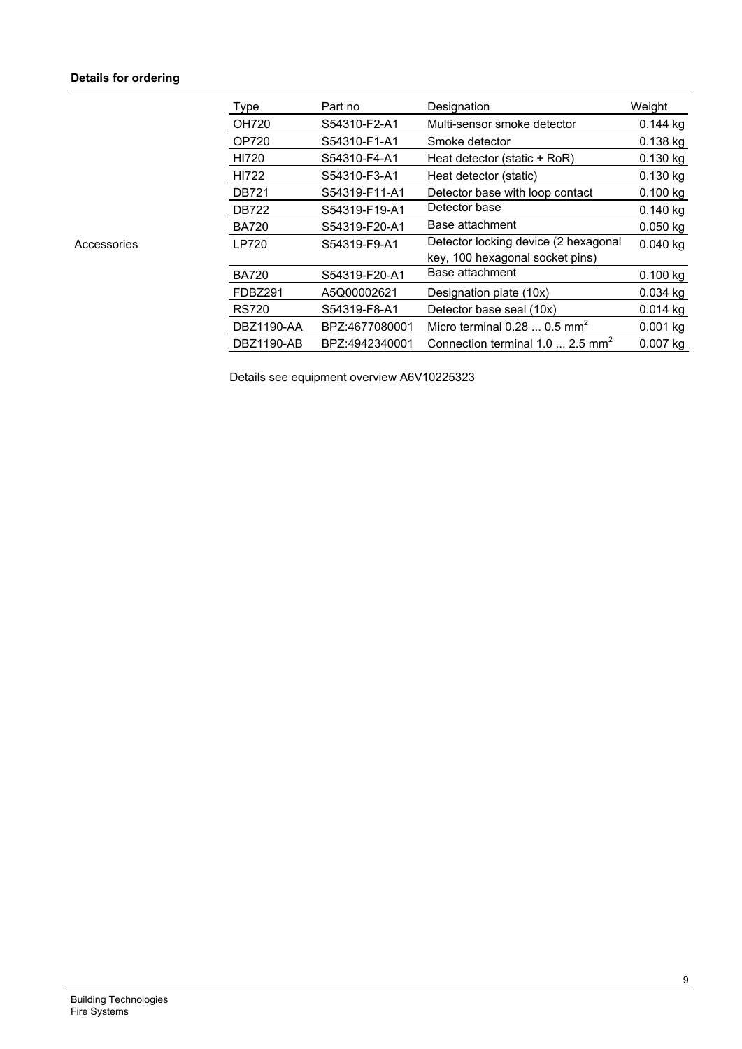**Details for ordering**

| Type | Part no | Designation | Weight |
|---|---|---|---|
| OH720 | S54310-F2-A1 | Multi-sensor smoke detector | 0.144 kg |
| OP720 | S54310-F1-A1 | Smoke detector | 0.138 kg |
| HI720 | S54310-F4-A1 | Heat detector (static + RoR) | 0.130 kg |
| HI722 | S54310-F3-A1 | Heat detector (static) | 0.130 kg |
| DB721 | S54319-F11-A1 | Detector base with loop contact | 0.100 kg |
| DB722 | S54319-F19-A1 | Detector base | 0.140 kg |
| BA720 | S54319-F20-A1 | Base attachment | 0.050 kg |

Accessories

| Type | Part no | Designation | Weight |
|---|---|---|---|
| LP720 | S54319-F9-A1 | Detector locking device (2 hexagonal key, 100 hexagonal socket pins) | 0.040 kg |
| BA720 | S54319-F20-A1 | Base attachment | 0.100 kg |
| FDBZ291 | A5Q00002621 | Designation plate (10x) | 0.034 kg |
| RS720 | S54319-F8-A1 | Detector base seal (10x) | 0.014 kg |
| DBZ1190-AA | BPZ:4677080001 | Micro terminal 0.28 ... 0.5 $mm^2$ | 0.001 kg |
| DBZ1190-AB | BPZ:4942340001 | Connection terminal 1.0 ... 2.5 $mm^2$ | 0.007 kg |

Details see equipment overview A6V10225323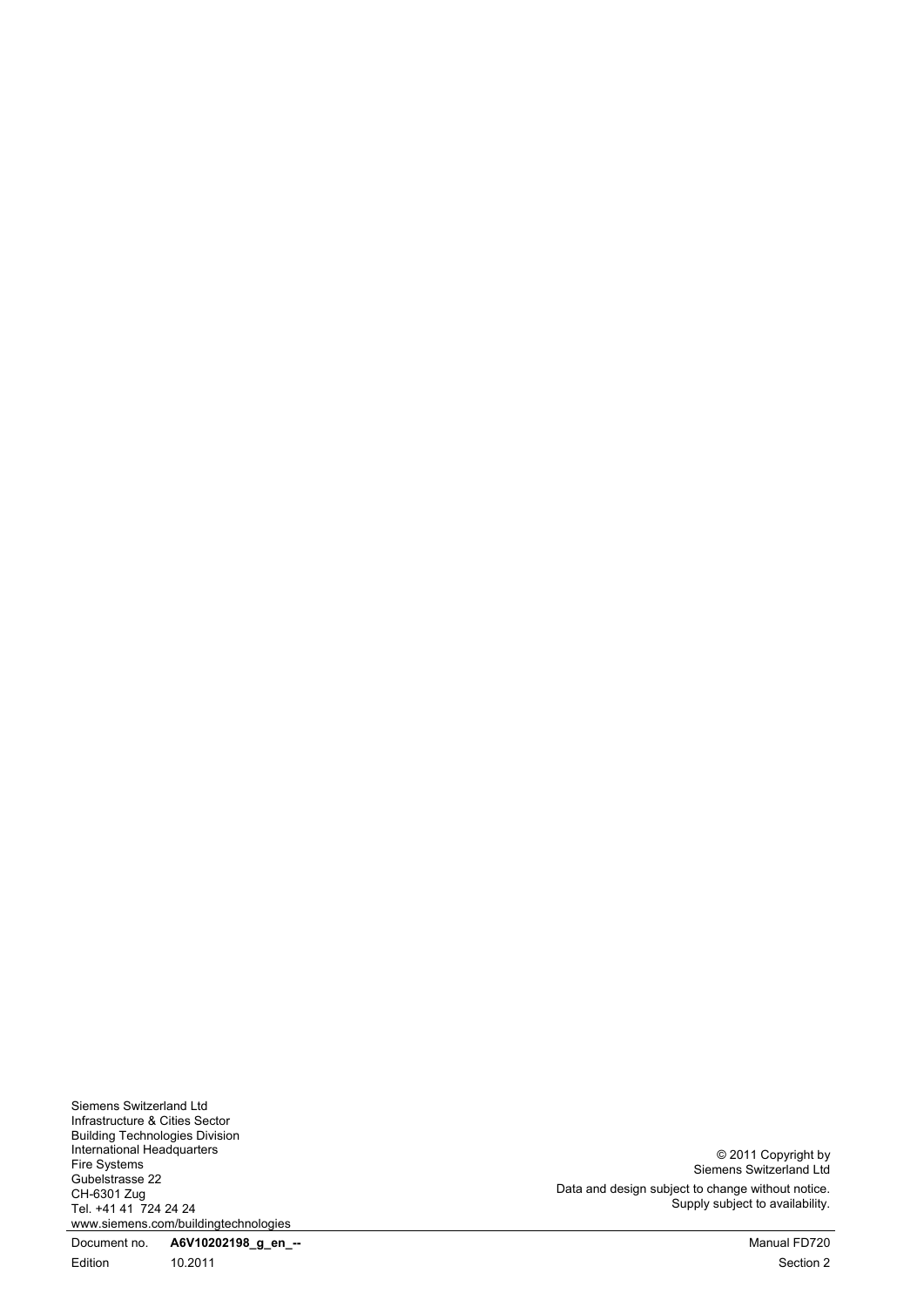Siemens Switzerland Ltd
Infrastructure & Cities Sector
Building Technologies Division
International Headquarters
Fire Systems
Gubelstrasse 22
CH-6301 Zug
Tel. +41 41 724 24 24
www.siemens.com/buildingtechnologies

© 2011 Copyright by
Siemens Switzerland Ltd

Data and design subject to change without notice.
Supply subject to availability.

Document no. **A6V10202198_g_en_--** Manual FD720

Edition 10.2011 Section 2